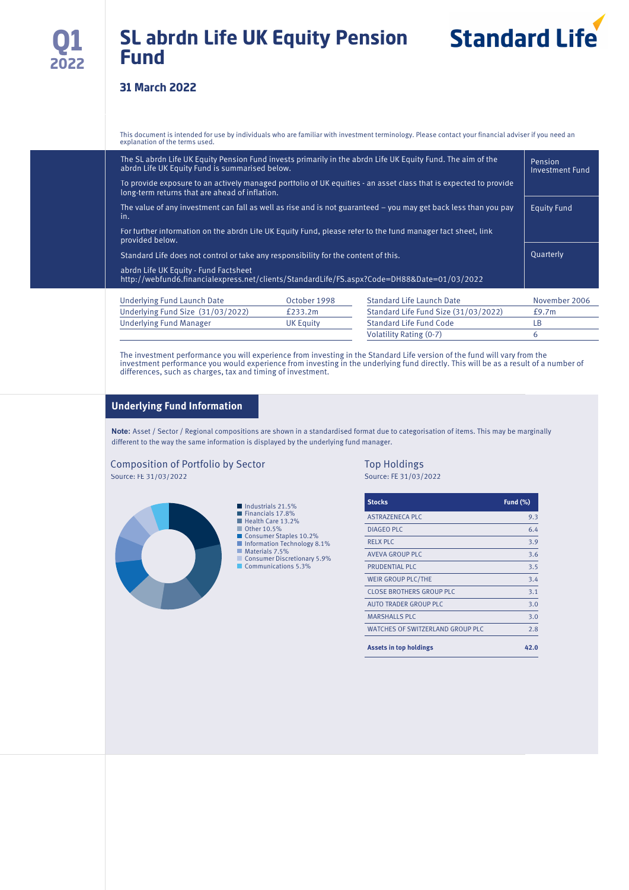**Q1 2022**

# SL abrdn Life UK Equity Pension Fund

**Standard Life**

## 31 March 2022

This document is intended for use by individuals who are familiar with investment terminology. Please contact your financial adviser if you need an explanation of the terms used.

The SL abrdn Life UK Equity Pension Fund invests primarily in the abrdn Life UK Equity Fund. The aim of the abrdn Life UK Equity Fund is summarised below.

To provide exposure to an actively managed portfolio of UK equities - an asset class that is expected to provide long-term returns that are ahead of inflation.

The value of any investment can fall as well as rise and is not guaranteed – you may get back less than you pay in.

For further information on the abrdn Life UK Equity Fund, please refer to the fund manager fact sheet, link provided below.

Standard Life does not control or take any responsibility for the content of this.

abrdn Life UK Equity - Fund Factsheet
http://webfund6.financialexpress.net/clients/StandardLife/FS.aspx?Code=DH88&Date=01/03/2022

Pension Investment Fund

Equity Fund

Quarterly

| Underlying Fund Launch Date | October 1998 | Standard Life Launch Date | November 2006 |
|---|---|---|---|
| Underlying Fund Size (31/03/2022) | £233.2m | Standard Life Fund Size (31/03/2022) | £9.7m |
| Underlying Fund Manager | UK Equity | Standard Life Fund Code | LB |
| | | Volatility Rating (0-7) | 6 |

The investment performance you will experience from investing in the Standard Life version of the fund will vary from the investment performance you would experience from investing in the underlying fund directly. This will be as a result of a number of differences, such as charges, tax and timing of investment.

## Underlying Fund Information

**Note:** Asset / Sector / Regional compositions are shown in a standardised format due to categorisation of items. This may be marginally different to the way the same information is displayed by the underlying fund manager.

### Composition of Portfolio by Sector

Source: FE 31/03/2022

- Industrials 21.5%
- Financials 17.8%
- Health Care 13.2%
- Other 10.5%
- Consumer Staples 10.2%
- Information Technology 8.1%
- Materials 7.5%
- Consumer Discretionary 5.9%
- Communications 5.3%

### Top Holdings

Source: FE 31/03/2022

| Stocks | Fund (%) |
|---|---|
| ASTRAZENECA PLC | 9.3 |
| DIAGEO PLC | 6.4 |
| RELX PLC | 3.9 |
| AVEVA GROUP PLC | 3.6 |
| PRUDENTIAL PLC | 3.5 |
| WEIR GROUP PLC/THE | 3.4 |
| CLOSE BROTHERS GROUP PLC | 3.1 |
| AUTO TRADER GROUP PLC | 3.0 |
| MARSHALLS PLC | 3.0 |
| WATCHES OF SWITZERLAND GROUP PLC | 2.8 |
| **Assets in top holdings** | **42.0** |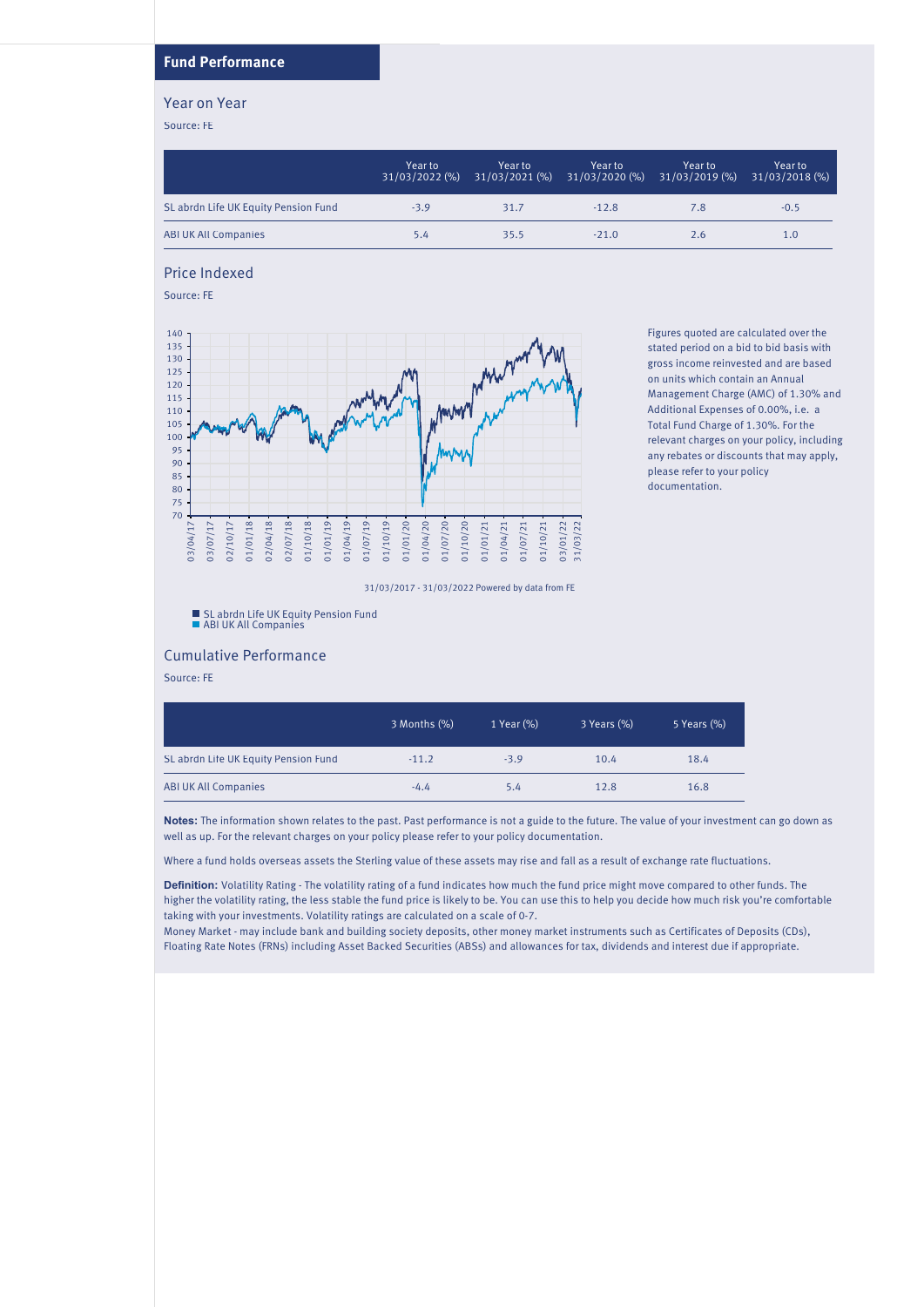## Fund Performance

### Year on Year

Source: FE

| | Year to 31/03/2022 (%) | Year to 31/03/2021 (%) | Year to 31/03/2020 (%) | Year to 31/03/2019 (%) | Year to 31/03/2018 (%) |
|---|---|---|---|---|---|
| SL abrdn Life UK Equity Pension Fund | -3.9 | 31.7 | -12.8 | 7.8 | -0.5 |
| ABI UK All Companies | 5.4 | 35.5 | -21.0 | 2.6 | 1.0 |

### Price Indexed

Source: FE

31/03/2017 - 31/03/2022 Powered by data from FE

- SL abrdn Life UK Equity Pension Fund
- ABI UK All Companies

Figures quoted are calculated over the stated period on a bid to bid basis with gross income reinvested and are based on units which contain an Annual Management Charge (AMC) of 1.30% and Additional Expenses of 0.00%, i.e. a Total Fund Charge of 1.30%. For the relevant charges on your policy, including any rebates or discounts that may apply, please refer to your policy documentation.

### Cumulative Performance

Source: FE

| | 3 Months (%) | 1 Year (%) | 3 Years (%) | 5 Years (%) |
|---|---|---|---|---|
| SL abrdn Life UK Equity Pension Fund | -11.2 | -3.9 | 10.4 | 18.4 |
| ABI UK All Companies | -4.4 | 5.4 | 12.8 | 16.8 |

**Notes:** The information shown relates to the past. Past performance is not a guide to the future. The value of your investment can go down as well as up. For the relevant charges on your policy please refer to your policy documentation.

Where a fund holds overseas assets the Sterling value of these assets may rise and fall as a result of exchange rate fluctuations.

**Definition:** Volatility Rating - The volatility rating of a fund indicates how much the fund price might move compared to other funds. The higher the volatility rating, the less stable the fund price is likely to be. You can use this to help you decide how much risk you're comfortable taking with your investments. Volatility ratings are calculated on a scale of 0-7.

Money Market - may include bank and building society deposits, other money market instruments such as Certificates of Deposits (CDs), Floating Rate Notes (FRNs) including Asset Backed Securities (ABSs) and allowances for tax, dividends and interest due if appropriate.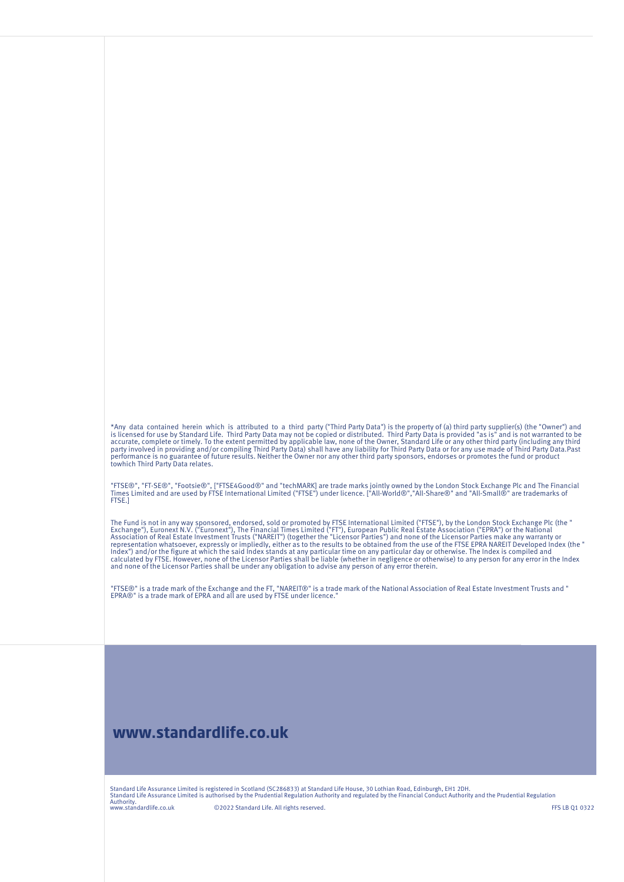*Any data contained herein which is attributed to a third party ("Third Party Data") is the property of (a) third party supplier(s) (the "Owner") and is licensed for use by Standard Life. Third Party Data may not be copied or distributed. Third Party Data is provided "as is" and is not warranted to be accurate, complete or timely. To the extent permitted by applicable law, none of the Owner, Standard Life or any other third party (including any third party involved in providing and/or compiling Third Party Data) shall have any liability for Third Party Data or for any use made of Third Party Data.Past performance is no guarantee of future results. Neither the Owner nor any other third party sponsors, endorses or promotes the fund or product towhich Third Party Data relates.

"FTSE®", "FT-SE®", "Footsie®", ["FTSE4Good®" and "techMARK] are trade marks jointly owned by the London Stock Exchange Plc and The Financial Times Limited and are used by FTSE International Limited ("FTSE") under licence. ["All-World®","All-Share®" and "All-Small®" are trademarks of FTSE.]

The Fund is not in any way sponsored, endorsed, sold or promoted by FTSE International Limited ("FTSE"), by the London Stock Exchange Plc (the " Exchange"), Euronext N.V. ("Euronext"), The Financial Times Limited ("FT"), European Public Real Estate Association ("EPRA") or the National Association of Real Estate Investment Trusts ("NAREIT") (together the "Licensor Parties") and none of the Licensor Parties make any warranty or representation whatsoever, expressly or impliedly, either as to the results to be obtained from the use of the FTSE EPRA NAREIT Developed Index (the " Index") and/or the figure at which the said Index stands at any particular time on any particular day or otherwise. The Index is compiled and calculated by FTSE. However, none of the Licensor Parties shall be liable (whether in negligence or otherwise) to any person for any error in the Index and none of the Licensor Parties shall be under any obligation to advise any person of any error therein.

"FTSE®" is a trade mark of the Exchange and the FT, "NAREIT®" is a trade mark of the National Association of Real Estate Investment Trusts and " EPRA®" is a trade mark of EPRA and all are used by FTSE under licence."

**www.standardlife.co.uk**

Standard Life Assurance Limited is registered in Scotland (SC286833) at Standard Life House, 30 Lothian Road, Edinburgh, EH1 2DH.
Standard Life Assurance Limited is authorised by the Prudential Regulation Authority and regulated by the Financial Conduct Authority and the Prudential Regulation Authority.
www.standardlife.co.uk ©2022 Standard Life. All rights reserved. FFS LB Q1 0322